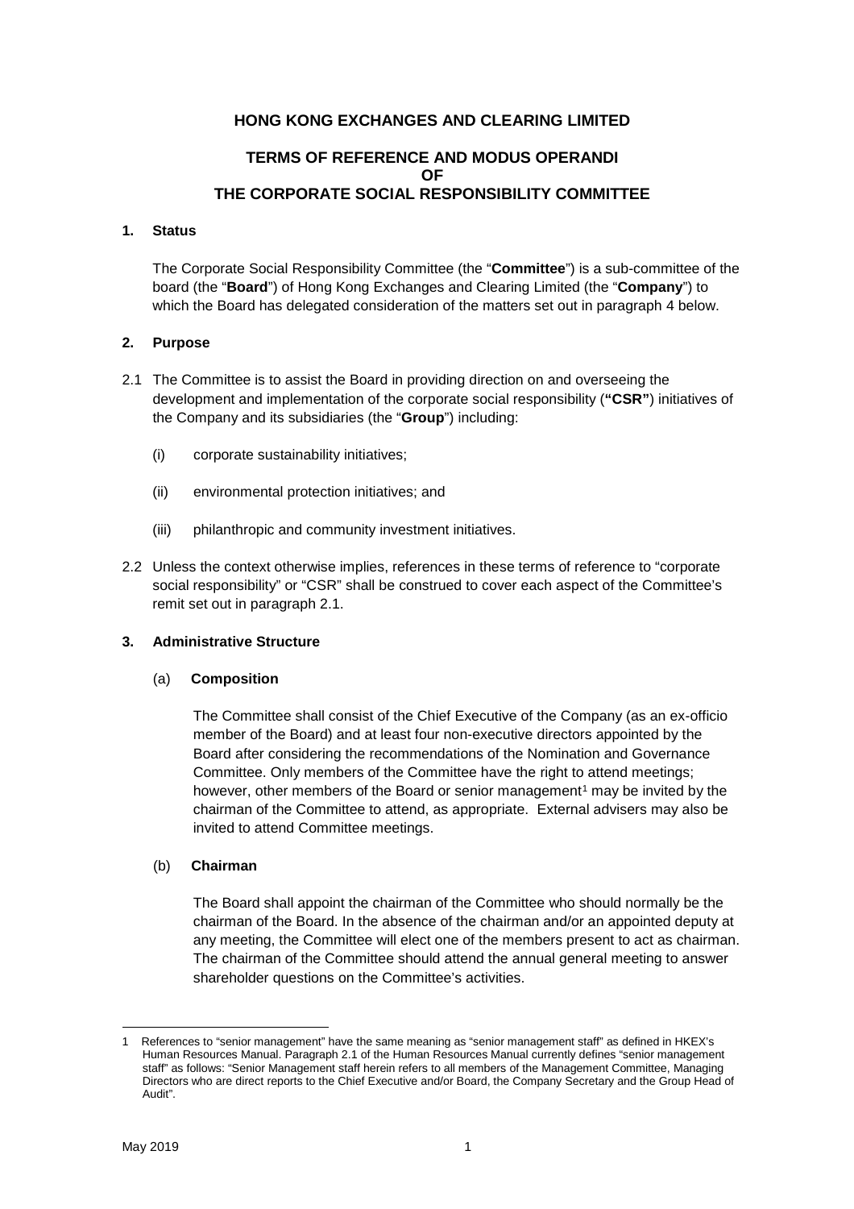# HONG KONG EXCHANGES AND CLEARING LIMITED

## TERMS OF REFERENCE AND MODUS OPERANDI OF THE CORPORATE SOCIAL RESPONSIBILITY COMMITTEE

### 1. Status

The Corporate Social Responsibility Committee (the "**Committee**") is a sub-committee of the board (the "**Board**") of Hong Kong Exchanges and Clearing Limited (the "**Company**") to which the Board has delegated consideration of the matters set out in paragraph 4 below.

### 2. Purpose

2.1 The Committee is to assist the Board in providing direction on and overseeing the development and implementation of the corporate social responsibility (**"CSR"**) initiatives of the Company and its subsidiaries (the "**Group**") including:

(i) corporate sustainability initiatives;

(ii) environmental protection initiatives; and

(iii) philanthropic and community investment initiatives.

2.2 Unless the context otherwise implies, references in these terms of reference to "corporate social responsibility" or "CSR" shall be construed to cover each aspect of the Committee's remit set out in paragraph 2.1.

### 3. Administrative Structure

(a) **Composition**

The Committee shall consist of the Chief Executive of the Company (as an ex-officio member of the Board) and at least four non-executive directors appointed by the Board after considering the recommendations of the Nomination and Governance Committee. Only members of the Committee have the right to attend meetings; however, other members of the Board or senior management[1] may be invited by the chairman of the Committee to attend, as appropriate. External advisers may also be invited to attend Committee meetings.

(b) **Chairman**

The Board shall appoint the chairman of the Committee who should normally be the chairman of the Board. In the absence of the chairman and/or an appointed deputy at any meeting, the Committee will elect one of the members present to act as chairman. The chairman of the Committee should attend the annual general meeting to answer shareholder questions on the Committee's activities.

---

1 References to "senior management" have the same meaning as "senior management staff" as defined in HKEX's Human Resources Manual. Paragraph 2.1 of the Human Resources Manual currently defines "senior management staff" as follows: "Senior Management staff herein refers to all members of the Management Committee, Managing Directors who are direct reports to the Chief Executive and/or Board, the Company Secretary and the Group Head of Audit".

May 2019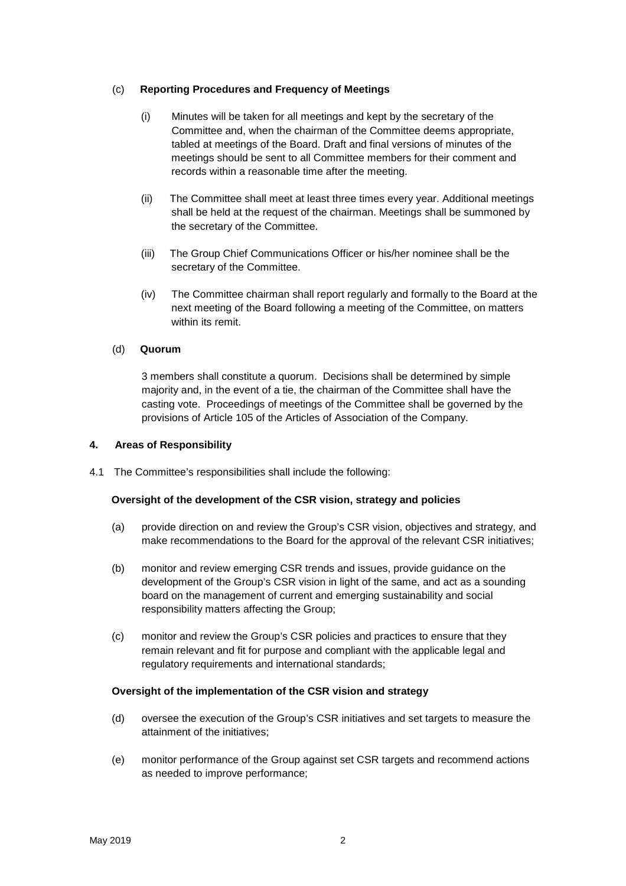(c) **Reporting Procedures and Frequency of Meetings**

(i) Minutes will be taken for all meetings and kept by the secretary of the Committee and, when the chairman of the Committee deems appropriate, tabled at meetings of the Board. Draft and final versions of minutes of the meetings should be sent to all Committee members for their comment and records within a reasonable time after the meeting.

(ii) The Committee shall meet at least three times every year. Additional meetings shall be held at the request of the chairman. Meetings shall be summoned by the secretary of the Committee.

(iii) The Group Chief Communications Officer or his/her nominee shall be the secretary of the Committee.

(iv) The Committee chairman shall report regularly and formally to the Board at the next meeting of the Board following a meeting of the Committee, on matters within its remit.

(d) **Quorum**

3 members shall constitute a quorum. Decisions shall be determined by simple majority and, in the event of a tie, the chairman of the Committee shall have the casting vote. Proceedings of meetings of the Committee shall be governed by the provisions of Article 105 of the Articles of Association of the Company.

## 4. Areas of Responsibility

4.1 The Committee's responsibilities shall include the following:

**Oversight of the development of the CSR vision, strategy and policies**

(a) provide direction on and review the Group's CSR vision, objectives and strategy, and make recommendations to the Board for the approval of the relevant CSR initiatives;

(b) monitor and review emerging CSR trends and issues, provide guidance on the development of the Group's CSR vision in light of the same, and act as a sounding board on the management of current and emerging sustainability and social responsibility matters affecting the Group;

(c) monitor and review the Group's CSR policies and practices to ensure that they remain relevant and fit for purpose and compliant with the applicable legal and regulatory requirements and international standards;

**Oversight of the implementation of the CSR vision and strategy**

(d) oversee the execution of the Group's CSR initiatives and set targets to measure the attainment of the initiatives;

(e) monitor performance of the Group against set CSR targets and recommend actions as needed to improve performance;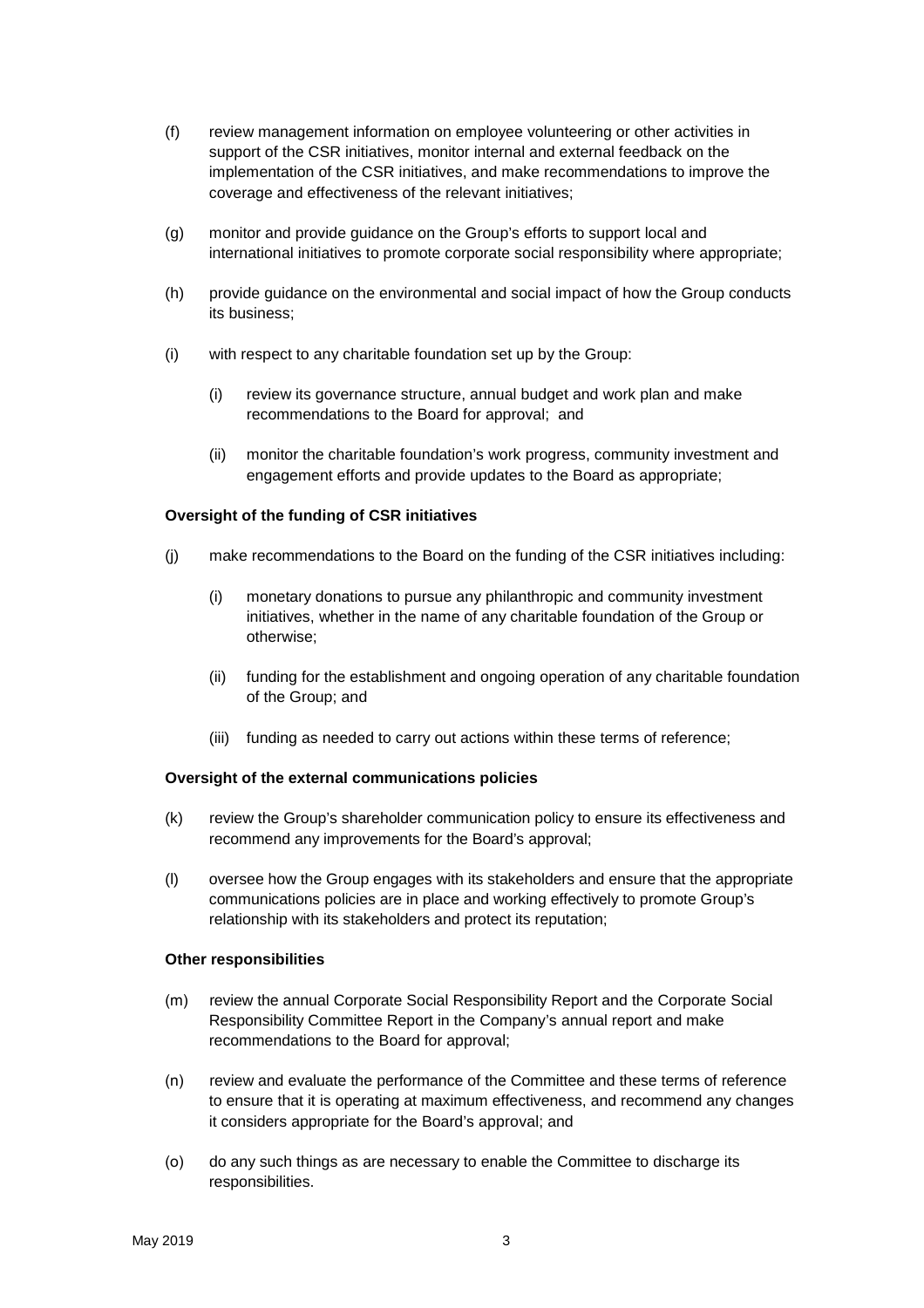(f) review management information on employee volunteering or other activities in support of the CSR initiatives, monitor internal and external feedback on the implementation of the CSR initiatives, and make recommendations to improve the coverage and effectiveness of the relevant initiatives;

(g) monitor and provide guidance on the Group's efforts to support local and international initiatives to promote corporate social responsibility where appropriate;

(h) provide guidance on the environmental and social impact of how the Group conducts its business;

(i) with respect to any charitable foundation set up by the Group:

    (i) review its governance structure, annual budget and work plan and make recommendations to the Board for approval; and

    (ii) monitor the charitable foundation's work progress, community investment and engagement efforts and provide updates to the Board as appropriate;

**Oversight of the funding of CSR initiatives**

(j) make recommendations to the Board on the funding of the CSR initiatives including:

    (i) monetary donations to pursue any philanthropic and community investment initiatives, whether in the name of any charitable foundation of the Group or otherwise;

    (ii) funding for the establishment and ongoing operation of any charitable foundation of the Group; and

    (iii) funding as needed to carry out actions within these terms of reference;

**Oversight of the external communications policies**

(k) review the Group's shareholder communication policy to ensure its effectiveness and recommend any improvements for the Board's approval;

(l) oversee how the Group engages with its stakeholders and ensure that the appropriate communications policies are in place and working effectively to promote Group's relationship with its stakeholders and protect its reputation;

**Other responsibilities**

(m) review the annual Corporate Social Responsibility Report and the Corporate Social Responsibility Committee Report in the Company's annual report and make recommendations to the Board for approval;

(n) review and evaluate the performance of the Committee and these terms of reference to ensure that it is operating at maximum effectiveness, and recommend any changes it considers appropriate for the Board's approval; and

(o) do any such things as are necessary to enable the Committee to discharge its responsibilities.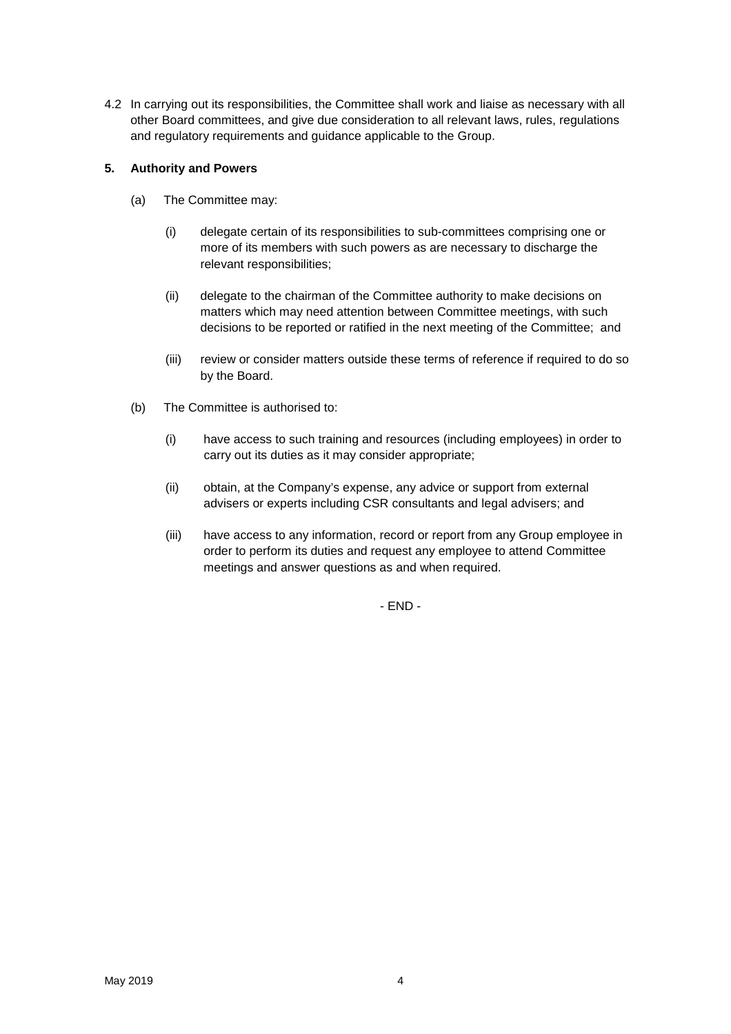4.2 In carrying out its responsibilities, the Committee shall work and liaise as necessary with all other Board committees, and give due consideration to all relevant laws, rules, regulations and regulatory requirements and guidance applicable to the Group.

**5. Authority and Powers**

(a) The Committee may:

(i) delegate certain of its responsibilities to sub-committees comprising one or more of its members with such powers as are necessary to discharge the relevant responsibilities;

(ii) delegate to the chairman of the Committee authority to make decisions on matters which may need attention between Committee meetings, with such decisions to be reported or ratified in the next meeting of the Committee; and

(iii) review or consider matters outside these terms of reference if required to do so by the Board.

(b) The Committee is authorised to:

(i) have access to such training and resources (including employees) in order to carry out its duties as it may consider appropriate;

(ii) obtain, at the Company's expense, any advice or support from external advisers or experts including CSR consultants and legal advisers; and

(iii) have access to any information, record or report from any Group employee in order to perform its duties and request any employee to attend Committee meetings and answer questions as and when required.

- END -